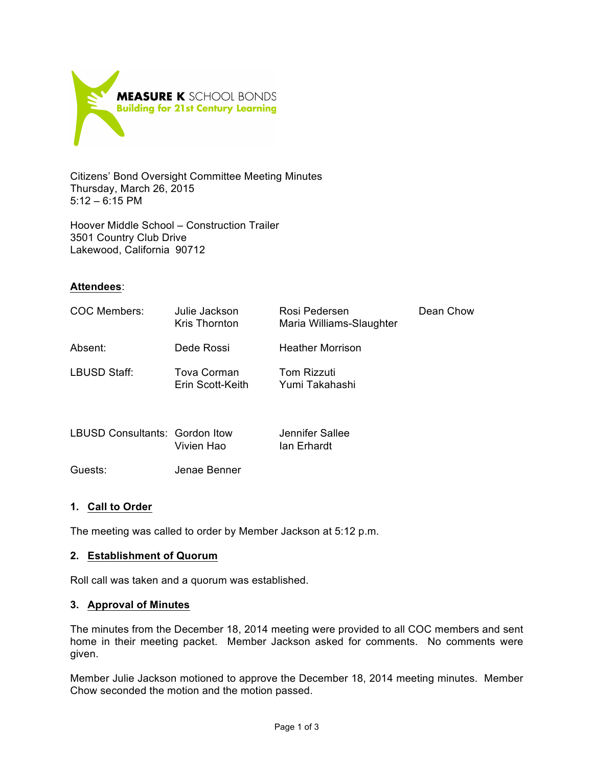**MEASURE K** SCHOOL BONDS
**Building for 21st Century Learning**

Citizens' Bond Oversight Committee Meeting Minutes
Thursday, March 26, 2015
5:12 – 6:15 PM

Hoover Middle School – Construction Trailer
3501 Country Club Drive
Lakewood, California 90712

**Attendees**:

| | | | |
|---|---|---|---|
| COC Members: | Julie Jackson<br>Kris Thornton | Rosi Pedersen<br>Maria Williams-Slaughter | Dean Chow |
| Absent: | Dede Rossi | Heather Morrison | |
| LBUSD Staff: | Tova Corman<br>Erin Scott-Keith | Tom Rizzuti<br>Yumi Takahashi | |
| LBUSD Consultants: | Gordon Itow<br>Vivien Hao | Jennifer Sallee<br>Ian Erhardt | |
| Guests: | Jenae Benner | | |

**1. Call to Order**

The meeting was called to order by Member Jackson at 5:12 p.m.

**2. Establishment of Quorum**

Roll call was taken and a quorum was established.

**3. Approval of Minutes**

The minutes from the December 18, 2014 meeting were provided to all COC members and sent home in their meeting packet. Member Jackson asked for comments. No comments were given.

Member Julie Jackson motioned to approve the December 18, 2014 meeting minutes. Member Chow seconded the motion and the motion passed.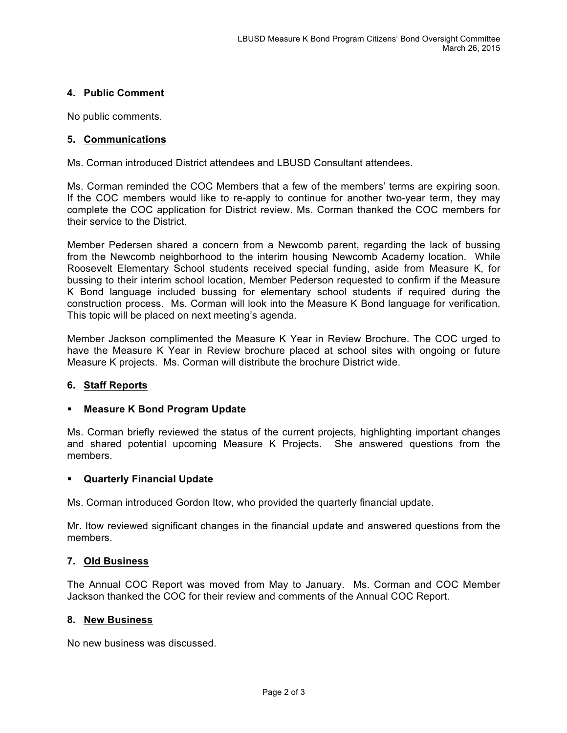## 4. Public Comment

No public comments.

## 5. Communications

Ms. Corman introduced District attendees and LBUSD Consultant attendees.

Ms. Corman reminded the COC Members that a few of the members' terms are expiring soon. If the COC members would like to re-apply to continue for another two-year term, they may complete the COC application for District review. Ms. Corman thanked the COC members for their service to the District.

Member Pedersen shared a concern from a Newcomb parent, regarding the lack of bussing from the Newcomb neighborhood to the interim housing Newcomb Academy location. While Roosevelt Elementary School students received special funding, aside from Measure K, for bussing to their interim school location, Member Pederson requested to confirm if the Measure K Bond language included bussing for elementary school students if required during the construction process. Ms. Corman will look into the Measure K Bond language for verification. This topic will be placed on next meeting's agenda.

Member Jackson complimented the Measure K Year in Review Brochure. The COC urged to have the Measure K Year in Review brochure placed at school sites with ongoing or future Measure K projects. Ms. Corman will distribute the brochure District wide.

## 6. Staff Reports

- **Measure K Bond Program Update**

Ms. Corman briefly reviewed the status of the current projects, highlighting important changes and shared potential upcoming Measure K Projects. She answered questions from the members.

- **Quarterly Financial Update**

Ms. Corman introduced Gordon Itow, who provided the quarterly financial update.

Mr. Itow reviewed significant changes in the financial update and answered questions from the members.

## 7. Old Business

The Annual COC Report was moved from May to January. Ms. Corman and COC Member Jackson thanked the COC for their review and comments of the Annual COC Report.

## 8. New Business

No new business was discussed.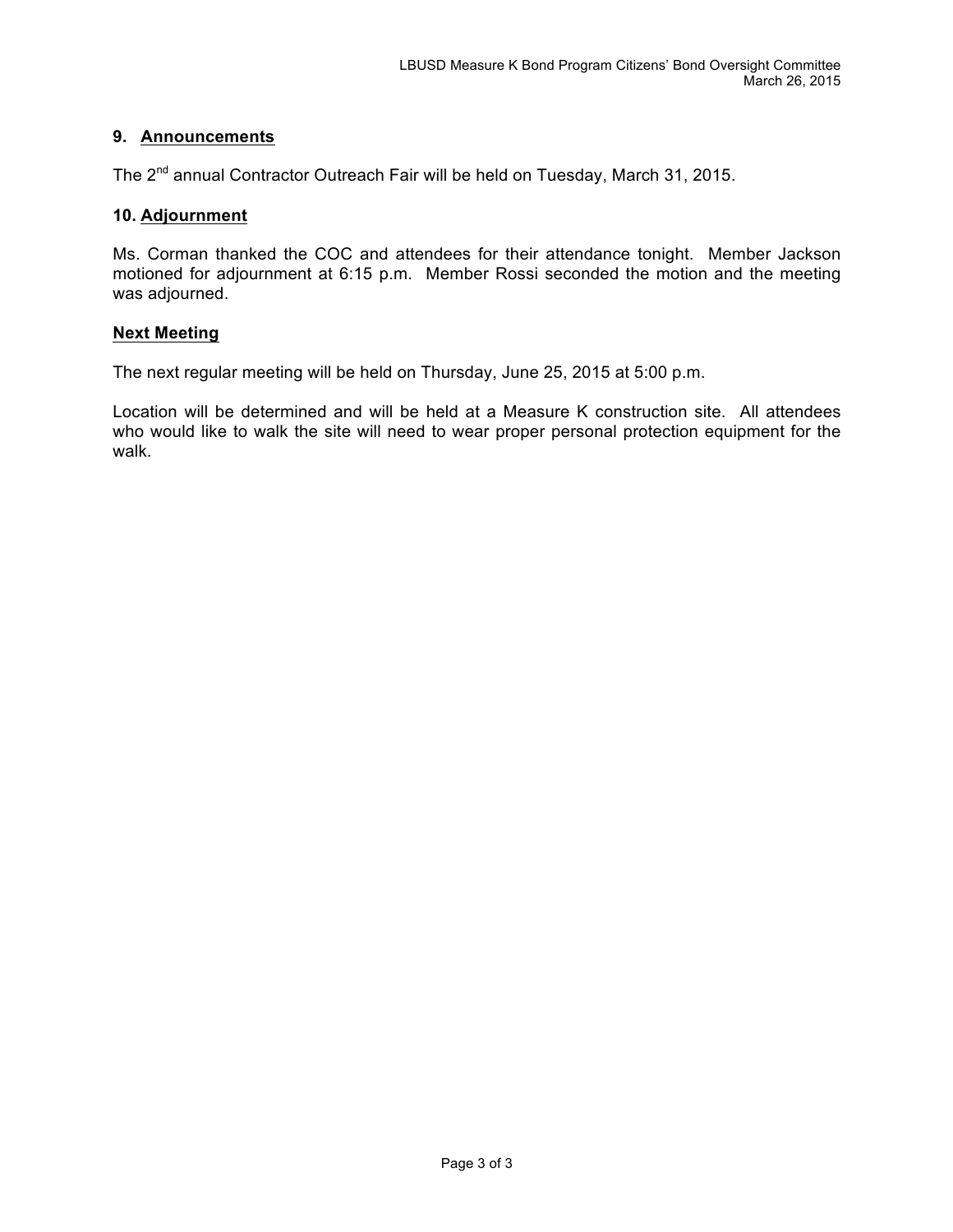## 9. Announcements

The 2nd annual Contractor Outreach Fair will be held on Tuesday, March 31, 2015.

## 10. Adjournment

Ms. Corman thanked the COC and attendees for their attendance tonight. Member Jackson motioned for adjournment at 6:15 p.m. Member Rossi seconded the motion and the meeting was adjourned.

## Next Meeting

The next regular meeting will be held on Thursday, June 25, 2015 at 5:00 p.m.

Location will be determined and will be held at a Measure K construction site. All attendees who would like to walk the site will need to wear proper personal protection equipment for the walk.